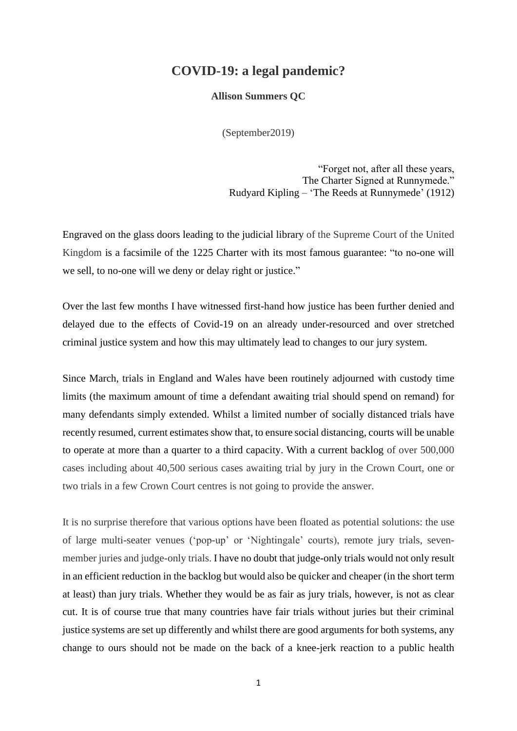# COVID-19: a legal pandemic?

**Allison Summers QC**

(September2019)

> "Forget not, after all these years,
> The Charter Signed at Runnymede."
> Rudyard Kipling – 'The Reeds at Runnymede' (1912)

Engraved on the glass doors leading to the judicial library of the Supreme Court of the United Kingdom is a facsimile of the 1225 Charter with its most famous guarantee: "to no-one will we sell, to no-one will we deny or delay right or justice."

Over the last few months I have witnessed first-hand how justice has been further denied and delayed due to the effects of Covid-19 on an already under-resourced and over stretched criminal justice system and how this may ultimately lead to changes to our jury system.

Since March, trials in England and Wales have been routinely adjourned with custody time limits (the maximum amount of time a defendant awaiting trial should spend on remand) for many defendants simply extended. Whilst a limited number of socially distanced trials have recently resumed, current estimates show that, to ensure social distancing, courts will be unable to operate at more than a quarter to a third capacity. With a current backlog of over 500,000 cases including about 40,500 serious cases awaiting trial by jury in the Crown Court, one or two trials in a few Crown Court centres is not going to provide the answer.

It is no surprise therefore that various options have been floated as potential solutions: the use of large multi-seater venues ('pop-up' or 'Nightingale' courts), remote jury trials, seven-member juries and judge-only trials. I have no doubt that judge-only trials would not only result in an efficient reduction in the backlog but would also be quicker and cheaper (in the short term at least) than jury trials. Whether they would be as fair as jury trials, however, is not as clear cut. It is of course true that many countries have fair trials without juries but their criminal justice systems are set up differently and whilst there are good arguments for both systems, any change to ours should not be made on the back of a knee-jerk reaction to a public health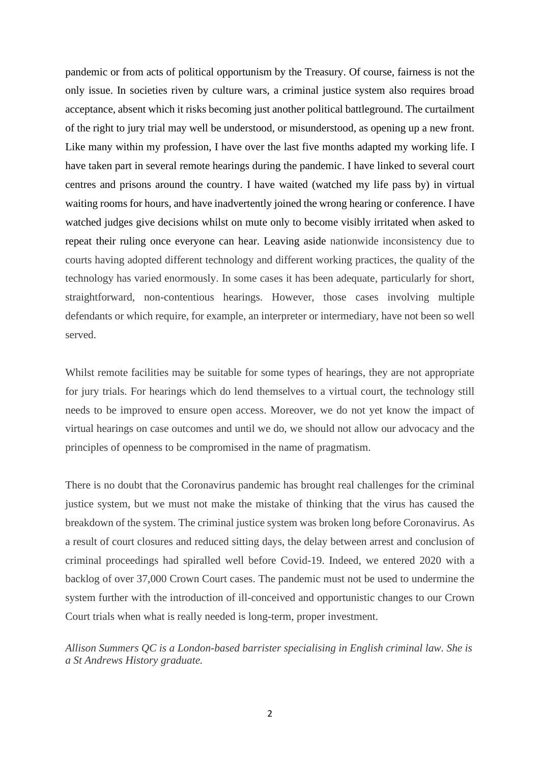pandemic or from acts of political opportunism by the Treasury. Of course, fairness is not the only issue. In societies riven by culture wars, a criminal justice system also requires broad acceptance, absent which it risks becoming just another political battleground. The curtailment of the right to jury trial may well be understood, or misunderstood, as opening up a new front. Like many within my profession, I have over the last five months adapted my working life. I have taken part in several remote hearings during the pandemic. I have linked to several court centres and prisons around the country. I have waited (watched my life pass by) in virtual waiting rooms for hours, and have inadvertently joined the wrong hearing or conference. I have watched judges give decisions whilst on mute only to become visibly irritated when asked to repeat their ruling once everyone can hear. Leaving aside nationwide inconsistency due to courts having adopted different technology and different working practices, the quality of the technology has varied enormously. In some cases it has been adequate, particularly for short, straightforward, non-contentious hearings. However, those cases involving multiple defendants or which require, for example, an interpreter or intermediary, have not been so well served.

Whilst remote facilities may be suitable for some types of hearings, they are not appropriate for jury trials. For hearings which do lend themselves to a virtual court, the technology still needs to be improved to ensure open access. Moreover, we do not yet know the impact of virtual hearings on case outcomes and until we do, we should not allow our advocacy and the principles of openness to be compromised in the name of pragmatism.

There is no doubt that the Coronavirus pandemic has brought real challenges for the criminal justice system, but we must not make the mistake of thinking that the virus has caused the breakdown of the system. The criminal justice system was broken long before Coronavirus. As a result of court closures and reduced sitting days, the delay between arrest and conclusion of criminal proceedings had spiralled well before Covid-19. Indeed, we entered 2020 with a backlog of over 37,000 Crown Court cases. The pandemic must not be used to undermine the system further with the introduction of ill-conceived and opportunistic changes to our Crown Court trials when what is really needed is long-term, proper investment.

*Allison Summers QC is a London-based barrister specialising in English criminal law. She is a St Andrews History graduate.*